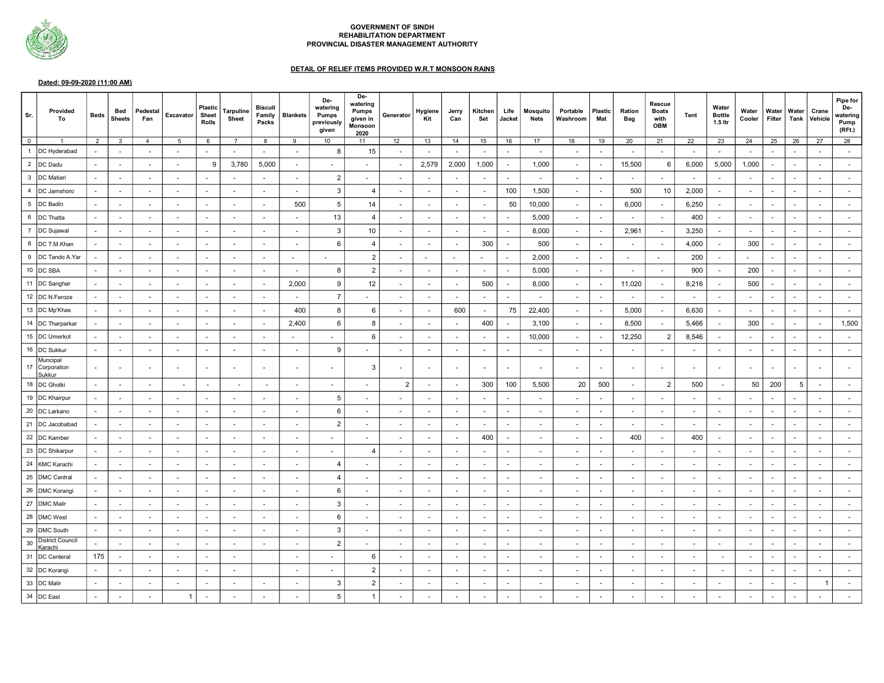**GOVERNMENT OF SINDH**
**REHABILITATION DEPARTMENT**
**PROVINCIAL DISASTER MANAGEMENT AUTHORITY**

**DETAIL OF RELIEF ITEMS PROVIDED W.R.T MONSOON RAINS**

**Dated: 09-09-2020 (11:00 AM)**

| Sr. | Provided To | Beds | Bed Sheets | Pedestal Fan | Excavator | Plastic Sheet Rolls | Tarpuline Sheet | Biscuit Family Packs | Blankets | De-watering Pumps previously given | De-watering Pumps given in Monsoon 2020 | Generator | Hygiene Kit | Jerry Can | Kitchen Set | Life Jacket | Mosquito Nets | Portable Washroom | Plastic Mat | Ration Bag | Rescue Boats with OBM | Tent | Water Bottle 1.5 ltr | Water Cooler | Water Filter | Water Tank | Crane Vehicle | Pipe for De-watering Pump (RFt.) |
|---|---|---|---|---|---|---|---|---|---|---|---|---|---|---|---|---|---|---|---|---|---|---|---|---|---|---|---|---|
| 0 | 1 | 2 | 3 | 4 | 5 | 6 | 7 | 8 | 9 | 10 | 11 | 12 | 13 | 14 | 15 | 16 | 17 | 18 | 19 | 20 | 21 | 22 | 23 | 24 | 25 | 26 | 27 | 28 |
| 1 | DC Hyderabad | - | - | - | - | - | - | - | - | 8 | 15 | - | - | - | - | - | - | - | - | - | - | - | - | - | - | - | - | - |
| 2 | DC Dadu | - | - | - | - | 9 | 3,780 | 5,000 | - | - | - | - | 2,579 | 2,000 | 1,000 | - | 1,000 | - | - | 15,500 | 6 | 6,000 | 5,000 | 1,000 | - | - | - | - |
| 3 | DC Matiari | - | - | - | - | - | - | - | - | 2 | - | - | - | - | - | - | - | - | - | - | - | - | - | - | - | - | - | - |
| 4 | DC Jamshoro | - | - | - | - | - | - | - | - | 3 | 4 | - | - | - | - | 100 | 1,500 | - | - | 500 | 10 | 2,000 | - | - | - | - | - | - |
| 5 | DC Badin | - | - | - | - | - | - | - | 500 | 5 | 14 | - | - | - | - | 50 | 10,000 | - | - | 6,000 | - | 6,250 | - | - | - | - | - | - |
| 6 | DC Thatta | - | - | - | - | - | - | - | - | 13 | 4 | - | - | - | - | - | 5,000 | - | - | - | - | 400 | - | - | - | - | - | - |
| 7 | DC Sujawal | - | - | - | - | - | - | - | - | 3 | 10 | - | - | - | - | - | 8,000 | - | - | 2,961 | - | 3,250 | - | - | - | - | - | - |
| 8 | DC T.M.Khan | - | - | - | - | - | - | - | - | 6 | 4 | - | - | - | 300 | - | 500 | - | - | - | - | 4,000 | - | 300 | - | - | - | - |
| 9 | DC Tando A.Yar | - | - | - | - | - | - | - | - | - | 2 | - | - | - | - | - | 2,000 | - | - | - | - | 200 | - | - | - | - | - | - |
| 10 | DC SBA | - | - | - | - | - | - | - | - | 8 | 2 | - | - | - | - | - | 5,000 | - | - | - | - | 900 | - | 200 | - | - | - | - |
| 11 | DC Sanghar | - | - | - | - | - | - | - | 2,000 | 9 | 12 | - | - | - | 500 | - | 8,000 | - | - | 11,020 | - | 8,216 | - | 500 | - | - | - | - |
| 12 | DC N.Feroze | - | - | - | - | - | - | - | - | 7 | - | - | - | - | - | - | - | - | - | - | - | - | - | - | - | - | - | - |
| 13 | DC Mp'Khas | - | - | - | - | - | - | - | 400 | 8 | 6 | - | - | 600 | - | 75 | 22,400 | - | - | 5,000 | - | 6,630 | - | - | - | - | - | - |
| 14 | DC Tharparkar | - | - | - | - | - | - | - | 2,400 | 6 | 8 | - | - | - | 400 | - | 3,100 | - | - | 8,500 | - | 5,466 | - | 300 | - | - | - | 1,500 |
| 15 | DC Umerkot | - | - | - | - | - | - | - | - | - | 6 | - | - | - | - | - | 10,000 | - | - | 12,250 | 2 | 8,546 | - | - | - | - | - | - |
| 16 | DC Sukkur | - | - | - | - | - | - | - | - | 9 | - | - | - | - | - | - | - | - | - | - | - | - | - | - | - | - | - | - |
| 17 | Muncipal Corporation Sukkur | - | - | - | - | - | - | - | - | - | 3 | - | - | - | - | - | - | - | - | - | - | - | - | - | - | - | - | - |
| 18 | DC Ghotki | - | - | - | - | - | - | - | - | - | - | 2 | - | - | 300 | 100 | 5,500 | 20 | 500 | - | 2 | 500 | - | 50 | 200 | 5 | - | - |
| 19 | DC Khairpur | - | - | - | - | - | - | - | - | 5 | - | - | - | - | - | - | - | - | - | - | - | - | - | - | - | - | - | - |
| 20 | DC Larkano | - | - | - | - | - | - | - | - | 6 | - | - | - | - | - | - | - | - | - | - | - | - | - | - | - | - | - | - |
| 21 | DC Jacobabad | - | - | - | - | - | - | - | - | 2 | - | - | - | - | - | - | - | - | - | - | - | - | - | - | - | - | - | - |
| 22 | DC Kamber | - | - | - | - | - | - | - | - | - | - | - | - | - | 400 | - | - | - | - | 400 | - | 400 | - | - | - | - | - | - |
| 23 | DC Shikarpur | - | - | - | - | - | - | - | - | - | 4 | - | - | - | - | - | - | - | - | - | - | - | - | - | - | - | - | - |
| 24 | KMC Karachi | - | - | - | - | - | - | - | - | 4 | - | - | - | - | - | - | - | - | - | - | - | - | - | - | - | - | - | - |
| 25 | DMC Central | - | - | - | - | - | - | - | - | 4 | - | - | - | - | - | - | - | - | - | - | - | - | - | - | - | - | - | - |
| 26 | DMC Korangi | - | - | - | - | - | - | - | - | 6 | - | - | - | - | - | - | - | - | - | - | - | - | - | - | - | - | - | - |
| 27 | DMC Malir | - | - | - | - | - | - | - | - | 3 | - | - | - | - | - | - | - | - | - | - | - | - | - | - | - | - | - | - |
| 28 | DMC West | - | - | - | - | - | - | - | - | 6 | - | - | - | - | - | - | - | - | - | - | - | - | - | - | - | - | - | - |
| 29 | DMC South | - | - | - | - | - | - | - | - | 3 | - | - | - | - | - | - | - | - | - | - | - | - | - | - | - | - | - | - |
| 30 | District Council Karachi | - | - | - | - | - | - | - | - | 2 | - | - | - | - | - | - | - | - | - | - | - | - | - | - | - | - | - | - |
| 31 | DC Centeral | 175 | - | - | - | - | - | | - | - | 6 | - | - | - | - | - | - | - | - | - | - | - | - | - | - | - | - | - |
| 32 | DC Korangi | - | - | - | - | - | - | | - | - | 2 | - | - | - | - | - | - | - | - | - | - | - | - | - | - | - | - | - |
| 33 | DC Malir | - | - | - | - | - | - | - | - | 3 | 2 | - | - | - | - | - | - | - | - | - | - | - | - | - | - | - | 1 | - |
| 34 | DC East | - | - | - | 1 | - | - | - | - | 5 | 1 | - | - | - | - | - | - | - | - | - | - | - | - | - | - | - | - | - |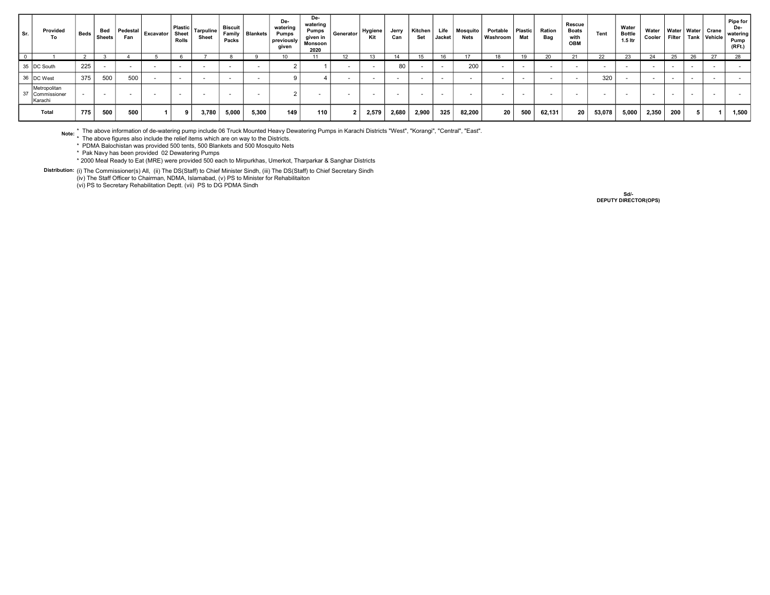| Sr. | Provided To | Beds | Bed Sheets | Pedestal Fan | Excavator | Plastic Sheet Rolls | Tarpuline Sheet | Biscuit Family Packs | Blankets | De-watering Pumps previously given | De-watering Pumps given in Monsoon 2020 | Generator | Hygiene Kit | Jerry Can | Kitchen Set | Life Jacket | Mosquito Nets | Portable Washroom | Plastic Mat | Ration Bag | Rescue Boats with OBM | Tent | Water Bottle 1.5 ltr | Water Cooler | Water Filter | Water Tank | Crane Vehicle | Pipe for De-watering Pump (RFt.) |
|---|---|---|---|---|---|---|---|---|---|---|---|---|---|---|---|---|---|---|---|---|---|---|---|---|---|---|---|---|
| 0 | 1 | 2 | 3 | 4 | 5 | 6 | 7 | 8 | 9 | 10 | 11 | 12 | 13 | 14 | 15 | 16 | 17 | 18 | 19 | 20 | 21 | 22 | 23 | 24 | 25 | 26 | 27 | 28 |
| 35 | DC South | 225 | - | - | - | - | - | - | - | 2 | 1 | - | - | 80 | - | - | 200 | - | - | - | - | - | - | - | - | - | - | - |
| 36 | DC West | 375 | 500 | 500 | - | - | - | - | - | 9 | 4 | - | - | - | - | - | - | - | - | - | - | 320 | - | - | - | - | - | - |
| 37 | Metropolitan Commissioner Karachi | - | - | - | - | - | - | - | - | 2 | - | - | - | - | - | - | - | - | - | - | - | - | - | - | - | - | - | - |
| | **Total** | **775** | **500** | **500** | **1** | **9** | **3,780** | **5,000** | **5,300** | **149** | **110** | **2** | **2,579** | **2,680** | **2,900** | **325** | **82,200** | **20** | **500** | **62,131** | **20** | **53,078** | **5,000** | **2,350** | **200** | **5** | **1** | **1,500** |

**Note:**
* The above information of de-watering pump include 06 Truck Mounted Heavy Dewatering Pumps in Karachi Districts "West", "Korangi", "Central", "East".
* The above figures also include the relief items which are on way to the Districts.
* PDMA Balochistan was provided 500 tents, 500 Blankets and 500 Mosquito Nets
* Pak Navy has been provided 02 Dewatering Pumps
* 2000 Meal Ready to Eat (MRE) were provided 500 each to Mirpurkhas, Umerkot, Tharparkar & Sanghar Districts

**Distribution:** (i) The Commissioner(s) All, (ii) The DS(Staff) to Chief Minister Sindh, (iii) The DS(Staff) to Chief Secretary Sindh
(iv) The Staff Officer to Chairman, NDMA, Islamabad, (v) PS to Minister for Rehabilitaiton
(vi) PS to Secretary Rehabilitation Deptt. (vii) PS to DG PDMA Sindh

**Sd/-**
**DEPUTY DIRECTOR(OPS)**